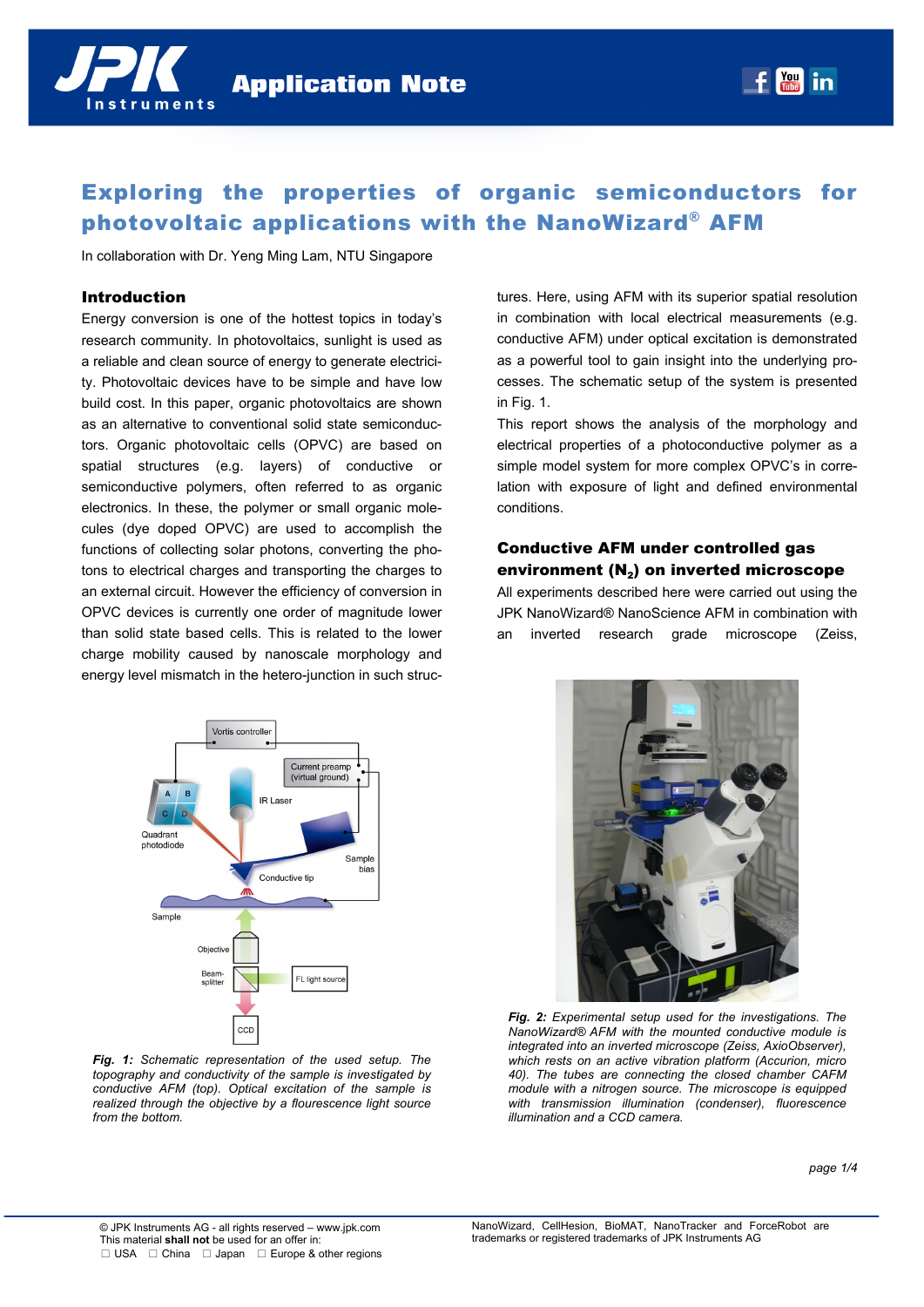# Exploring the properties of organic semiconductors for photovoltaic applications with the NanoWizard® AFM

In collaboration with Dr. Yeng Ming Lam, NTU Singapore

## Introduction

Energy conversion is one of the hottest topics in today's research community. In photovoltaics, sunlight is used as a reliable and clean source of energy to generate electricity. Photovoltaic devices have to be simple and have low build cost. In this paper, organic photovoltaics are shown as an alternative to conventional solid state semiconductors. Organic photovoltaic cells (OPVC) are based on spatial structures (e.g. layers) of conductive or semiconductive polymers, often referred to as organic electronics. In these, the polymer or small organic molecules (dye doped OPVC) are used to accomplish the functions of collecting solar photons, converting the photons to electrical charges and transporting the charges to an external circuit. However the efficiency of conversion in OPVC devices is currently one order of magnitude lower than solid state based cells. This is related to the lower charge mobility caused by nanoscale morphology and energy level mismatch in the hetero-junction in such structures. Here, using AFM with its superior spatial resolution in combination with local electrical measurements (e.g. conductive AFM) under optical excitation is demonstrated as a powerful tool to gain insight into the underlying processes. The schematic setup of the system is presented in Fig. 1.

This report shows the analysis of the morphology and electrical properties of a photoconductive polymer as a simple model system for more complex OPVC's in correlation with exposure of light and defined environmental conditions.

## Conductive AFM under controlled gas environment ($N_2$) on inverted microscope

All experiments described here were carried out using the JPK NanoWizard® NanoScience AFM in combination with an inverted research grade microscope (Zeiss,

*Fig. 1: Schematic representation of the used setup. The topography and conductivity of the sample is investigated by conductive AFM (top). Optical excitation of the sample is realized through the objective by a flourescence light source from the bottom.*

*Fig. 2: Experimental setup used for the investigations. The NanoWizard® AFM with the mounted conductive module is integrated into an inverted microscope (Zeiss, AxioObserver), which rests on an active vibration platform (Accurion, micro 40). The tubes are connecting the closed chamber CAFM module with a nitrogen source. The microscope is equipped with transmission illumination (condenser), fluorescence illumination and a CCD camera.*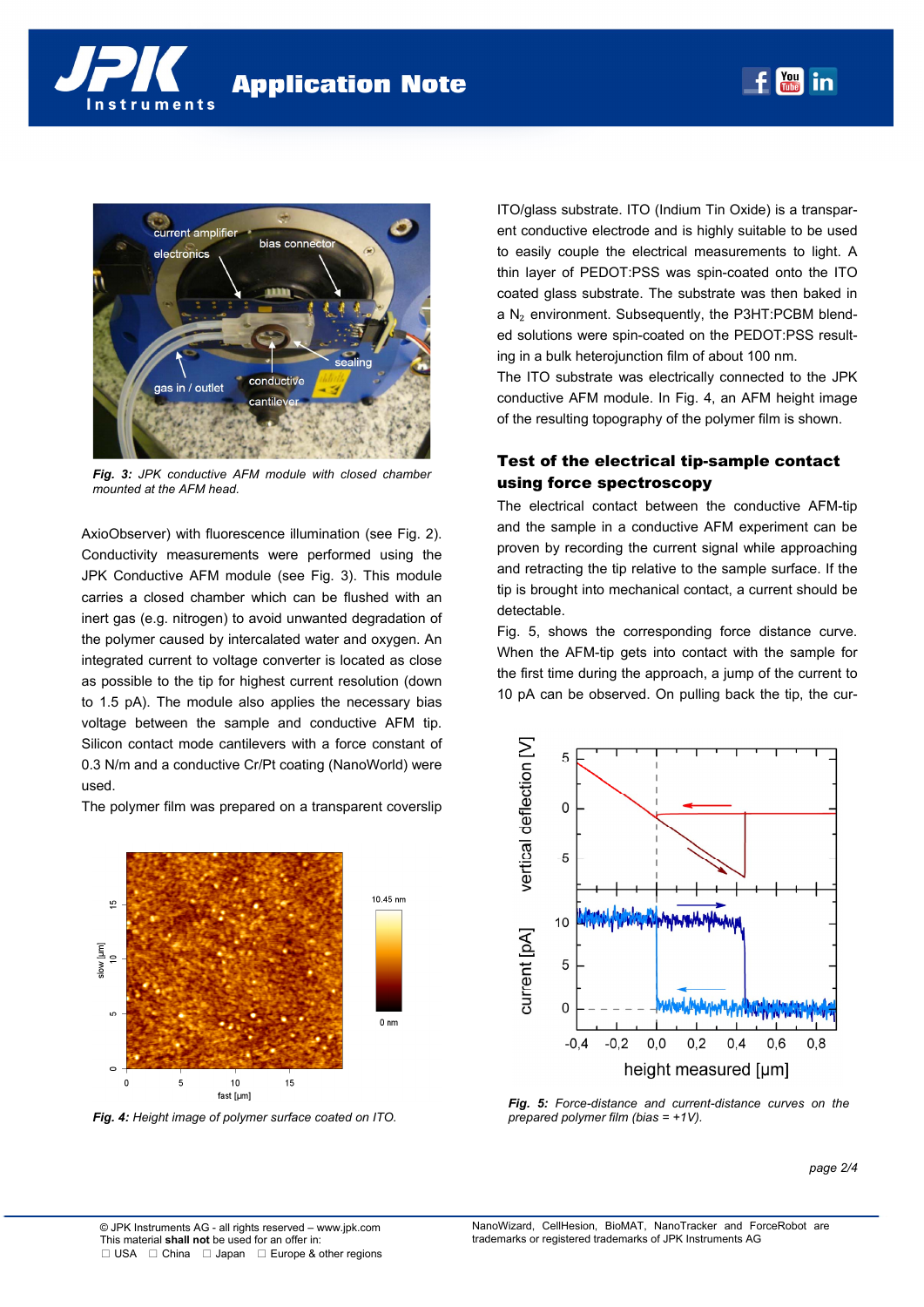*Fig. 3: JPK conductive AFM module with closed chamber mounted at the AFM head.*

AxioObserver) with fluorescence illumination (see Fig. 2). Conductivity measurements were performed using the JPK Conductive AFM module (see Fig. 3). This module carries a closed chamber which can be flushed with an inert gas (e.g. nitrogen) to avoid unwanted degradation of the polymer caused by intercalated water and oxygen. An integrated current to voltage converter is located as close as possible to the tip for highest current resolution (down to 1.5 pA). The module also applies the necessary bias voltage between the sample and conductive AFM tip. Silicon contact mode cantilevers with a force constant of 0.3 N/m and a conductive Cr/Pt coating (NanoWorld) were used.

The polymer film was prepared on a transparent coverslip

*Fig. 4: Height image of polymer surface coated on ITO.*

ITO/glass substrate. ITO (Indium Tin Oxide) is a transparent conductive electrode and is highly suitable to be used to easily couple the electrical measurements to light. A thin layer of PEDOT:PSS was spin-coated onto the ITO coated glass substrate. The substrate was then baked in a $N_2$ environment. Subsequently, the P3HT:PCBM blended solutions were spin-coated on the PEDOT:PSS resulting in a bulk heterojunction film of about 100 nm.

The ITO substrate was electrically connected to the JPK conductive AFM module. In Fig. 4, an AFM height image of the resulting topography of the polymer film is shown.

## Test of the electrical tip-sample contact using force spectroscopy

The electrical contact between the conductive AFM-tip and the sample in a conductive AFM experiment can be proven by recording the current signal while approaching and retracting the tip relative to the sample surface. If the tip is brought into mechanical contact, a current should be detectable.

Fig. 5, shows the corresponding force distance curve. When the AFM-tip gets into contact with the sample for the first time during the approach, a jump of the current to 10 pA can be observed. On pulling back the tip, the cur-

*Fig. 5: Force-distance and current-distance curves on the prepared polymer film (bias = +1V).*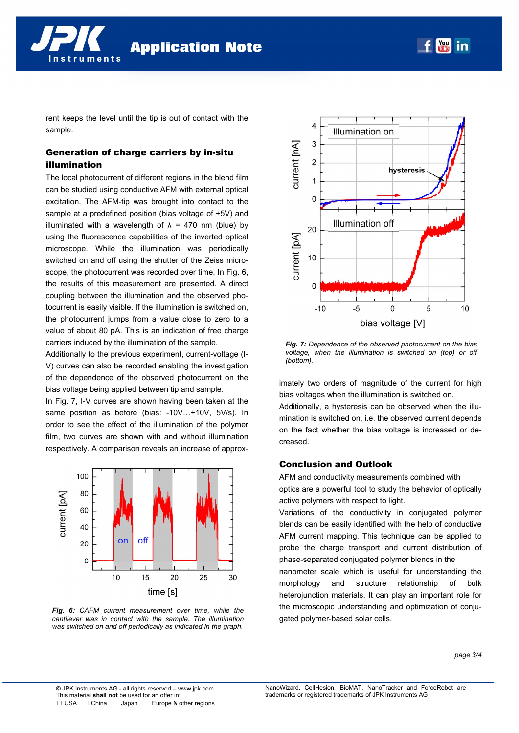rent keeps the level until the tip is out of contact with the sample.

## Generation of charge carriers by in-situ illumination

The local photocurrent of different regions in the blend film can be studied using conductive AFM with external optical excitation. The AFM-tip was brought into contact to the sample at a predefined position (bias voltage of +5V) and illuminated with a wavelength of λ = 470 nm (blue) by using the fluorescence capabilities of the inverted optical microscope. While the illumination was periodically switched on and off using the shutter of the Zeiss microscope, the photocurrent was recorded over time. In Fig. 6, the results of this measurement are presented. A direct coupling between the illumination and the observed photocurrent is easily visible. If the illumination is switched on, the photocurrent jumps from a value close to zero to a value of about 80 pA. This is an indication of free charge carriers induced by the illumination of the sample.

Additionally to the previous experiment, current-voltage (I-V) curves can also be recorded enabling the investigation of the dependence of the observed photocurrent on the bias voltage being applied between tip and sample.

In Fig. 7, I-V curves are shown having been taken at the same position as before (bias: -10V…+10V, 5V/s). In order to see the effect of the illumination of the polymer film, two curves are shown with and without illumination respectively. A comparison reveals an increase of approximately two orders of magnitude of the current for high bias voltages when the illumination is switched on.

Additionally, a hysteresis can be observed when the illumination is switched on, i.e. the observed current depends on the fact whether the bias voltage is increased or decreased.

*Fig. 6: CAFM current measurement over time, while the cantilever was in contact with the sample. The illumination was switched on and off periodically as indicated in the graph.*

*Fig. 7: Dependence of the observed photocurrent on the bias voltage, when the illumination is switched on (top) or off (bottom).*

## Conclusion and Outlook

AFM and conductivity measurements combined with optics are a powerful tool to study the behavior of optically active polymers with respect to light.

Variations of the conductivity in conjugated polymer blends can be easily identified with the help of conductive AFM current mapping. This technique can be applied to probe the charge transport and current distribution of phase-separated conjugated polymer blends in the nanometer scale which is useful for understanding the morphology and structure relationship of bulk heterojunction materials. It can play an important role for the microscopic understanding and optimization of conjugated polymer-based solar cells.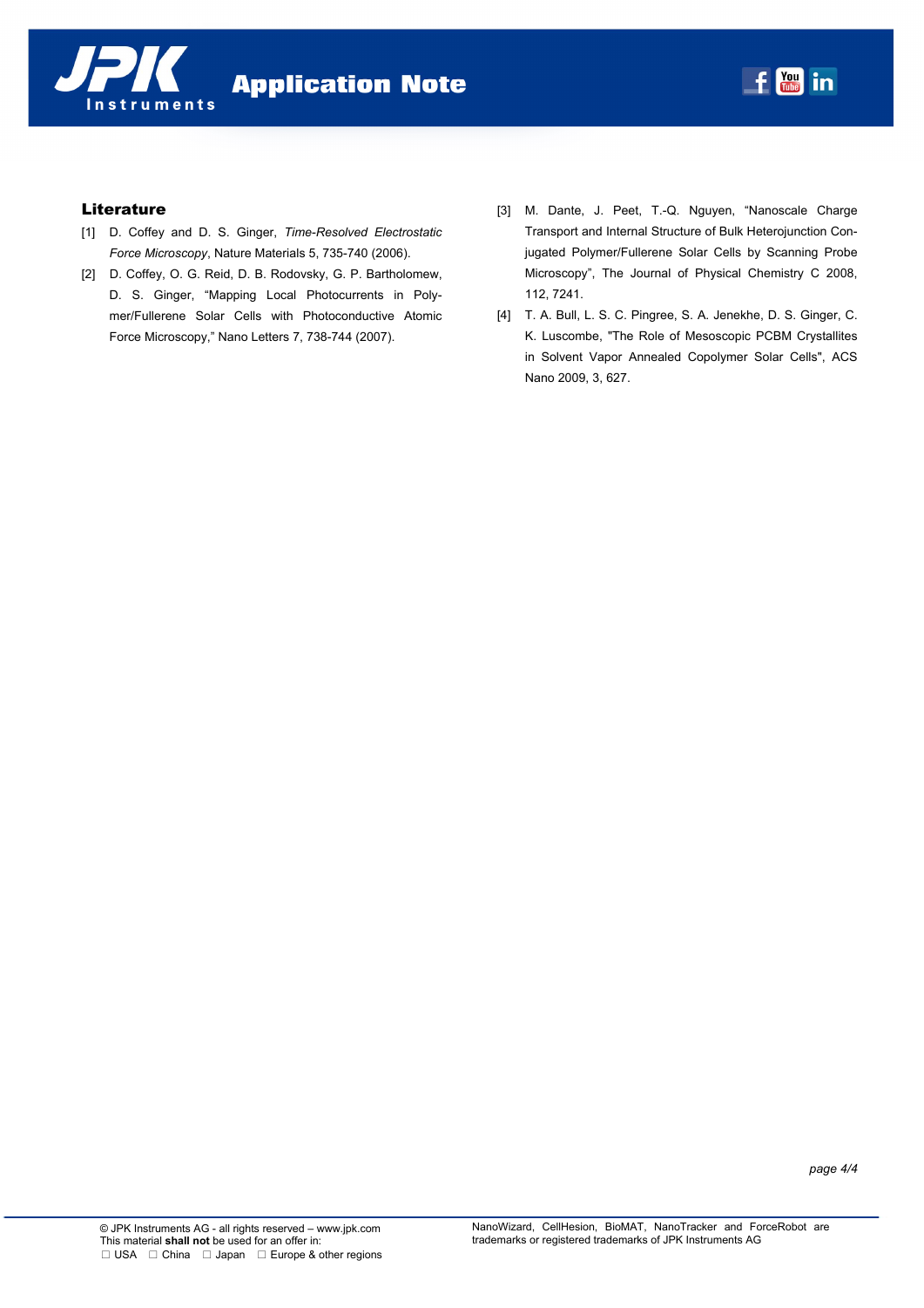## Literature

[1] D. Coffey and D. S. Ginger, *Time-Resolved Electrostatic Force Microscopy*, Nature Materials 5, 735-740 (2006).

[2] D. Coffey, O. G. Reid, D. B. Rodovsky, G. P. Bartholomew, D. S. Ginger, "Mapping Local Photocurrents in Polymer/Fullerene Solar Cells with Photoconductive Atomic Force Microscopy," Nano Letters 7, 738-744 (2007).

[3] M. Dante, J. Peet, T.-Q. Nguyen, "Nanoscale Charge Transport and Internal Structure of Bulk Heterojunction Conjugated Polymer/Fullerene Solar Cells by Scanning Probe Microscopy", The Journal of Physical Chemistry C 2008, 112, 7241.

[4] T. A. Bull, L. S. C. Pingree, S. A. Jenekhe, D. S. Ginger, C. K. Luscombe, "The Role of Mesoscopic PCBM Crystallites in Solvent Vapor Annealed Copolymer Solar Cells", ACS Nano 2009, 3, 627.

© JPK Instruments AG - all rights reserved – www.jpk.com
This material **shall not** be used for an offer in:
☐ USA ☐ China ☐ Japan ☐ Europe & other regions

NanoWizard, CellHesion, BioMAT, NanoTracker and ForceRobot are trademarks or registered trademarks of JPK Instruments AG